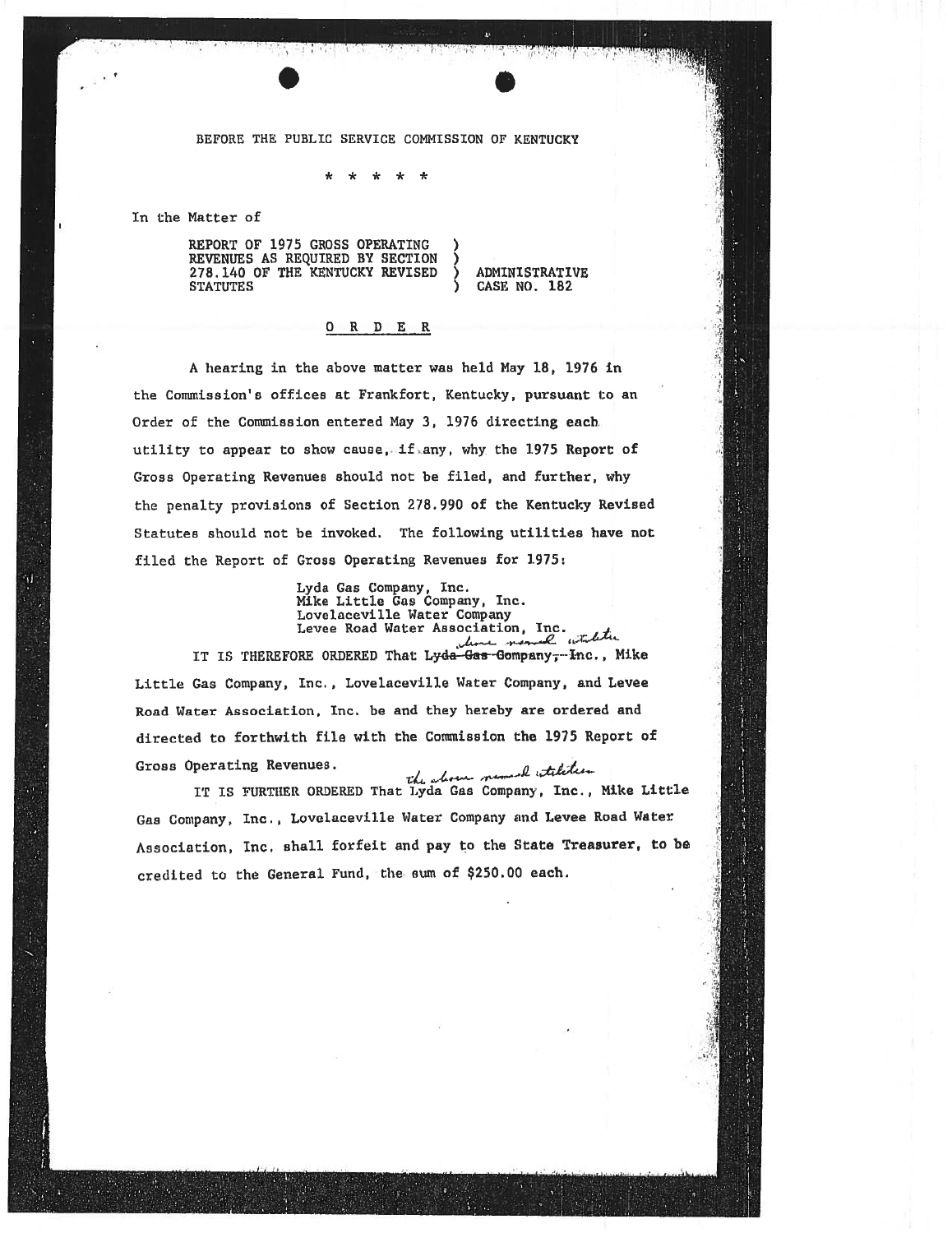BEFORE THE PUBLIC SERVICE COMMISSION OF KENTUCKY

\* \* \* \* \*

In the Matter of

REPORT OF 1975 GROSS OPERATING REVENUES AS REQUIRED BY SECTION 278.140 OF THE KENTUCKY REVISED STATUTES ) ADMINISTRATIVE CASE NO. 182

O R D E R

A hearing in the above matter was held May 18, 1976 in the Commission's offices at Frankfort, Kentucky, pursuant to an Order of the Commission entered May 3, 1976 directing each utility to appear to show cause, if any, why the 1975 Report of Gross Operating Revenues should not be filed, and further, why the penalty provisions of Section 278.990 of the Kentucky Revised Statutes should not be invoked. The following utilities have not filed the Report of Gross Operating Revenues for 1975:

Lyda Gas Company, Inc.
Mike Little Gas Company, Inc.
Lovelaceville Water Company
Levee Road Water Association, Inc.

IT IS THEREFORE ORDERED That ~~Lyda Gas Company, Inc.~~ above named utilities, Mike Little Gas Company, Inc., Lovelaceville Water Company, and Levee Road Water Association, Inc. be and they hereby are ordered and directed to forthwith file with the Commission the 1975 Report of Gross Operating Revenues.

IT IS FURTHER ORDERED That the above named utilities Lyda Gas Company, Inc., Mike Little Gas Company, Inc., Lovelaceville Water Company and Levee Road Water Association, Inc. shall forfeit and pay to the State Treasurer, to be credited to the General Fund, the sum of $250.00 each.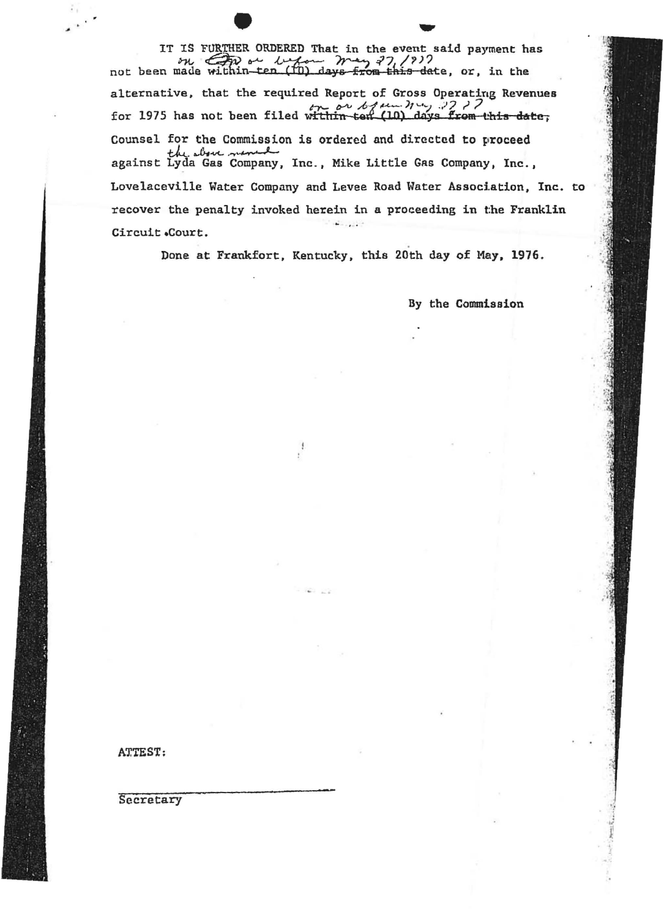IT IS FURTHER ORDERED That in the event said payment has not been made ~~within ten (10) days from this date~~ on or before May 27, 1977, or, in the alternative, that the required Report of Gross Operating Revenues for 1975 has not been filed ~~within ten (10) days from this date~~, on or before May 27, 1977, Counsel for the Commission is ordered and directed to proceed against the above named Lyda Gas Company, Inc., Mike Little Gas Company, Inc., Lovelaceville Water Company and Levee Road Water Association, Inc. to recover the penalty invoked herein in a proceeding in the Franklin Circuit Court.

Done at Frankfort, Kentucky, this 20th day of May, 1976.

By the Commission

ATTEST:

Secretary